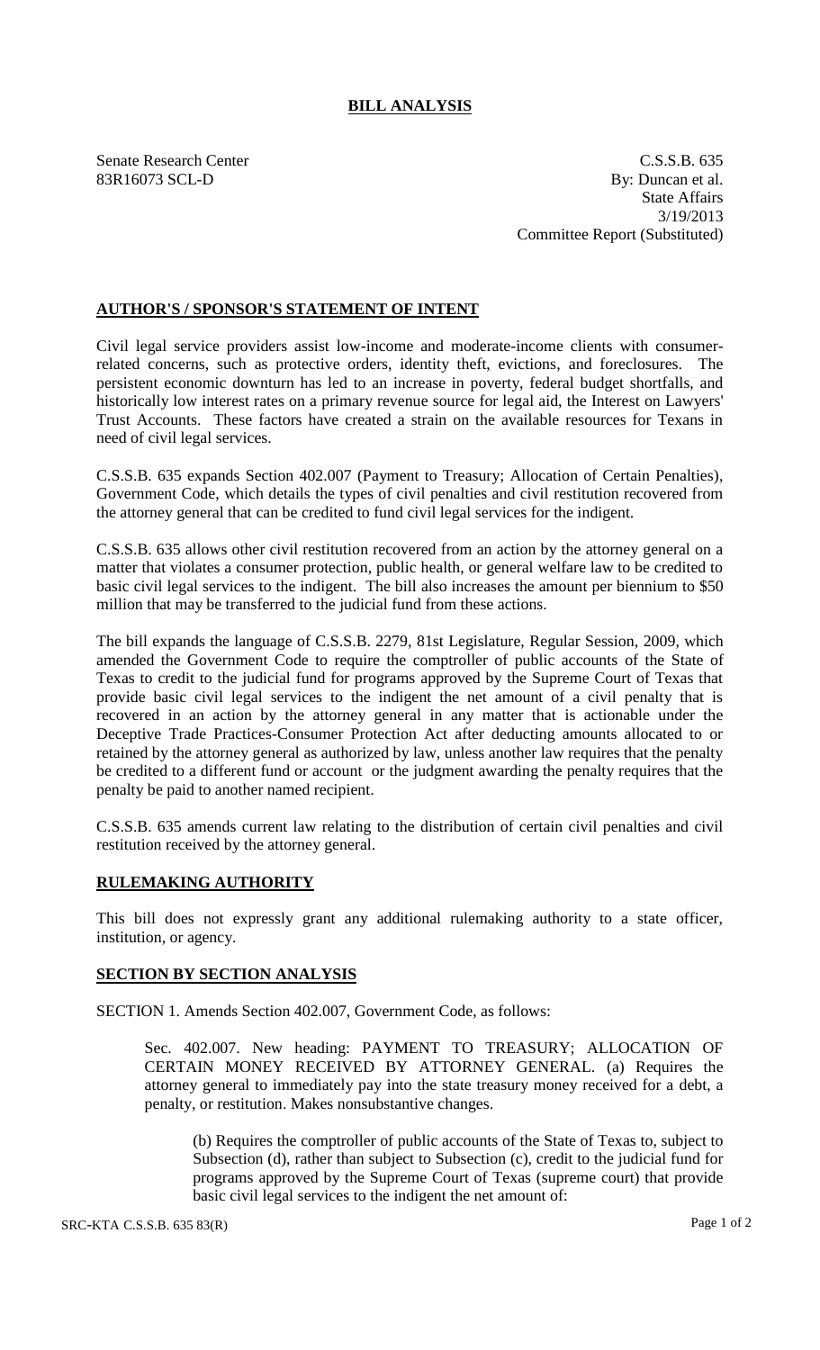# BILL ANALYSIS

Senate Research Center
83R16073 SCL-D

C.S.S.B. 635
By: Duncan et al.
State Affairs
3/19/2013
Committee Report (Substituted)

## AUTHOR'S / SPONSOR'S STATEMENT OF INTENT

Civil legal service providers assist low-income and moderate-income clients with consumer-related concerns, such as protective orders, identity theft, evictions, and foreclosures. The persistent economic downturn has led to an increase in poverty, federal budget shortfalls, and historically low interest rates on a primary revenue source for legal aid, the Interest on Lawyers' Trust Accounts. These factors have created a strain on the available resources for Texans in need of civil legal services.

C.S.S.B. 635 expands Section 402.007 (Payment to Treasury; Allocation of Certain Penalties), Government Code, which details the types of civil penalties and civil restitution recovered from the attorney general that can be credited to fund civil legal services for the indigent.

C.S.S.B. 635 allows other civil restitution recovered from an action by the attorney general on a matter that violates a consumer protection, public health, or general welfare law to be credited to basic civil legal services to the indigent. The bill also increases the amount per biennium to $50 million that may be transferred to the judicial fund from these actions.

The bill expands the language of C.S.S.B. 2279, 81st Legislature, Regular Session, 2009, which amended the Government Code to require the comptroller of public accounts of the State of Texas to credit to the judicial fund for programs approved by the Supreme Court of Texas that provide basic civil legal services to the indigent the net amount of a civil penalty that is recovered in an action by the attorney general in any matter that is actionable under the Deceptive Trade Practices-Consumer Protection Act after deducting amounts allocated to or retained by the attorney general as authorized by law, unless another law requires that the penalty be credited to a different fund or account or the judgment awarding the penalty requires that the penalty be paid to another named recipient.

C.S.S.B. 635 amends current law relating to the distribution of certain civil penalties and civil restitution received by the attorney general.

## RULEMAKING AUTHORITY

This bill does not expressly grant any additional rulemaking authority to a state officer, institution, or agency.

## SECTION BY SECTION ANALYSIS

SECTION 1. Amends Section 402.007, Government Code, as follows:

Sec. 402.007. New heading: PAYMENT TO TREASURY; ALLOCATION OF CERTAIN MONEY RECEIVED BY ATTORNEY GENERAL. (a) Requires the attorney general to immediately pay into the state treasury money received for a debt, a penalty, or restitution. Makes nonsubstantive changes.

(b) Requires the comptroller of public accounts of the State of Texas to, subject to Subsection (d), rather than subject to Subsection (c), credit to the judicial fund for programs approved by the Supreme Court of Texas (supreme court) that provide basic civil legal services to the indigent the net amount of: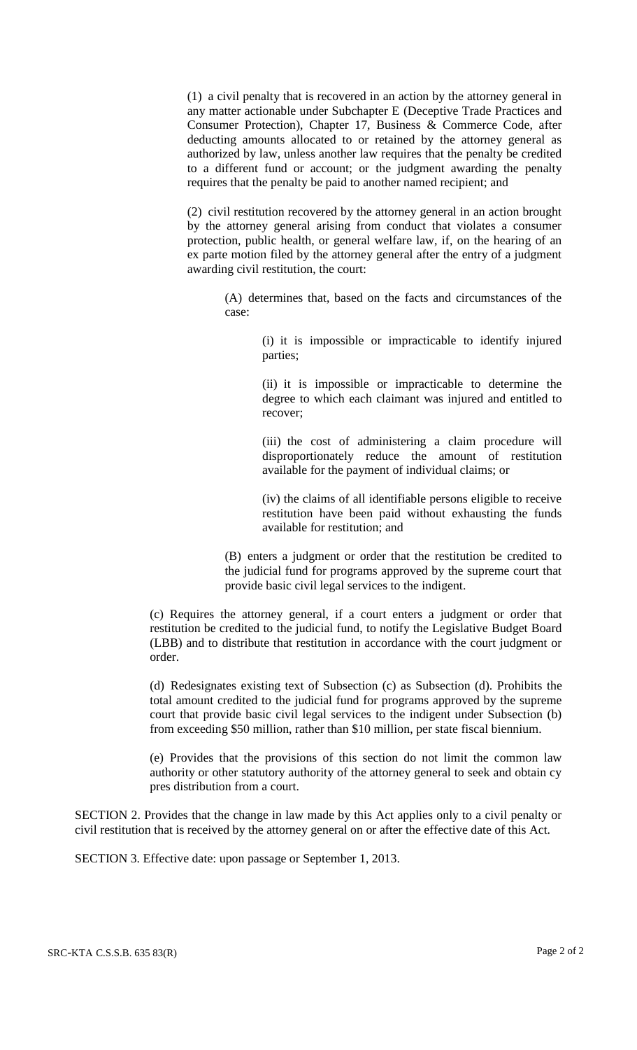(1) a civil penalty that is recovered in an action by the attorney general in any matter actionable under Subchapter E (Deceptive Trade Practices and Consumer Protection), Chapter 17, Business & Commerce Code, after deducting amounts allocated to or retained by the attorney general as authorized by law, unless another law requires that the penalty be credited to a different fund or account; or the judgment awarding the penalty requires that the penalty be paid to another named recipient; and

(2) civil restitution recovered by the attorney general in an action brought by the attorney general arising from conduct that violates a consumer protection, public health, or general welfare law, if, on the hearing of an ex parte motion filed by the attorney general after the entry of a judgment awarding civil restitution, the court:

(A) determines that, based on the facts and circumstances of the case:

(i) it is impossible or impracticable to identify injured parties;

(ii) it is impossible or impracticable to determine the degree to which each claimant was injured and entitled to recover;

(iii) the cost of administering a claim procedure will disproportionately reduce the amount of restitution available for the payment of individual claims; or

(iv) the claims of all identifiable persons eligible to receive restitution have been paid without exhausting the funds available for restitution; and

(B) enters a judgment or order that the restitution be credited to the judicial fund for programs approved by the supreme court that provide basic civil legal services to the indigent.

(c) Requires the attorney general, if a court enters a judgment or order that restitution be credited to the judicial fund, to notify the Legislative Budget Board (LBB) and to distribute that restitution in accordance with the court judgment or order.

(d) Redesignates existing text of Subsection (c) as Subsection (d). Prohibits the total amount credited to the judicial fund for programs approved by the supreme court that provide basic civil legal services to the indigent under Subsection (b) from exceeding $50 million, rather than $10 million, per state fiscal biennium.

(e) Provides that the provisions of this section do not limit the common law authority or other statutory authority of the attorney general to seek and obtain cy pres distribution from a court.

SECTION 2. Provides that the change in law made by this Act applies only to a civil penalty or civil restitution that is received by the attorney general on or after the effective date of this Act.

SECTION 3. Effective date: upon passage or September 1, 2013.